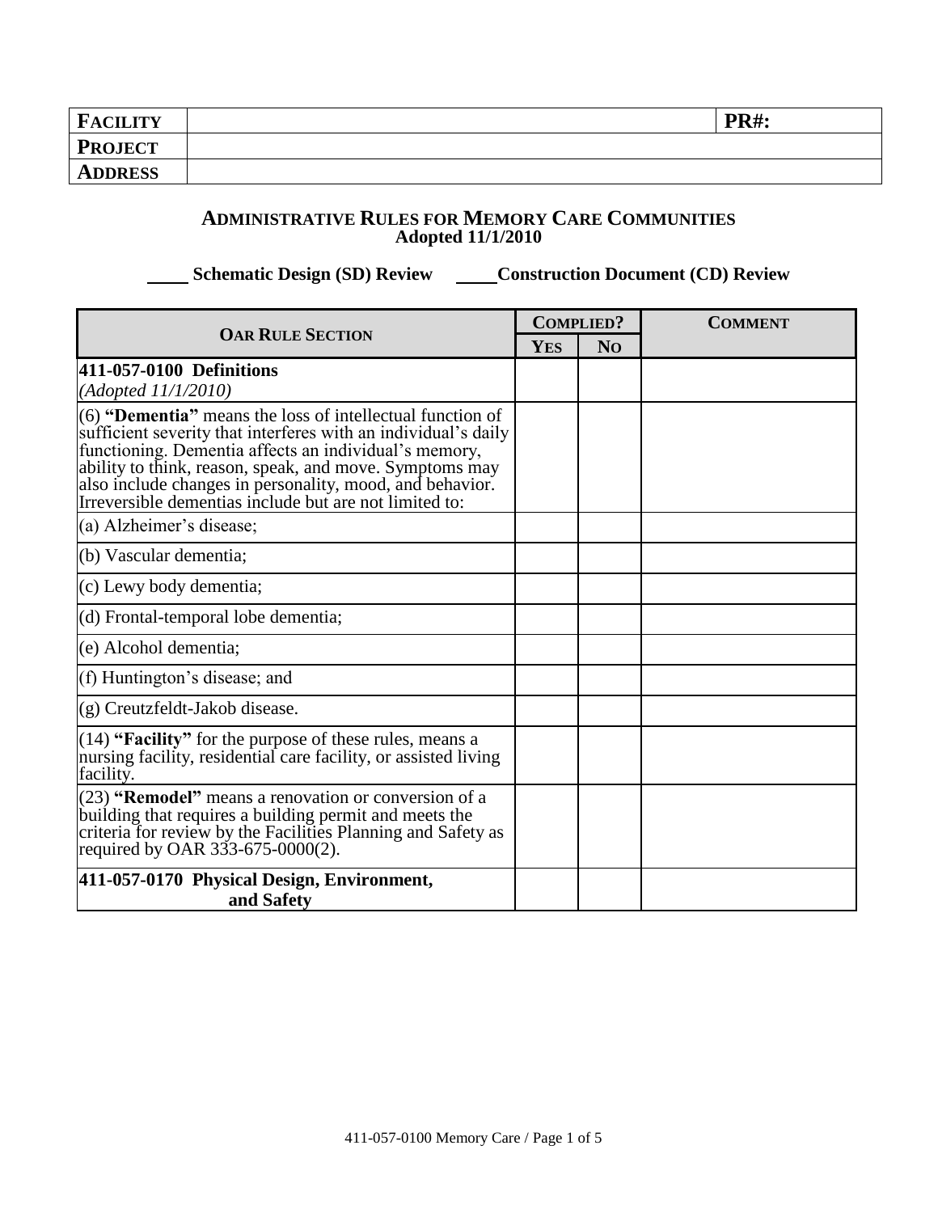| **FACILITY** | | **PR#:** |
|---|---|---|
| **PROJECT** | | |
| **ADDRESS** | | |

## ADMINISTRATIVE RULES FOR MEMORY CARE COMMUNITIES
**Adopted 11/1/2010**

**\_\_\_\_ Schematic Design (SD) Review  \_\_\_\_Construction Document (CD) Review**

| OAR RULE SECTION | COMPLIED? | | COMMENT |
|---|---|---|---|
| | YES | NO | |
| **411-057-0100 Definitions** *(Adopted 11/1/2010)* | | | |
| (6) **"Dementia"** means the loss of intellectual function of sufficient severity that interferes with an individual's daily functioning. Dementia affects an individual's memory, ability to think, reason, speak, and move. Symptoms may also include changes in personality, mood, and behavior. Irreversible dementias include but are not limited to: | | | |
| (a) Alzheimer's disease; | | | |
| (b) Vascular dementia; | | | |
| (c) Lewy body dementia; | | | |
| (d) Frontal-temporal lobe dementia; | | | |
| (e) Alcohol dementia; | | | |
| (f) Huntington's disease; and | | | |
| (g) Creutzfeldt-Jakob disease. | | | |
| (14) **"Facility"** for the purpose of these rules, means a nursing facility, residential care facility, or assisted living facility. | | | |
| (23) **"Remodel"** means a renovation or conversion of a building that requires a building permit and meets the criteria for review by the Facilities Planning and Safety as required by OAR 333-675-0000(2). | | | |
| **411-057-0170 Physical Design, Environment, and Safety** | | | |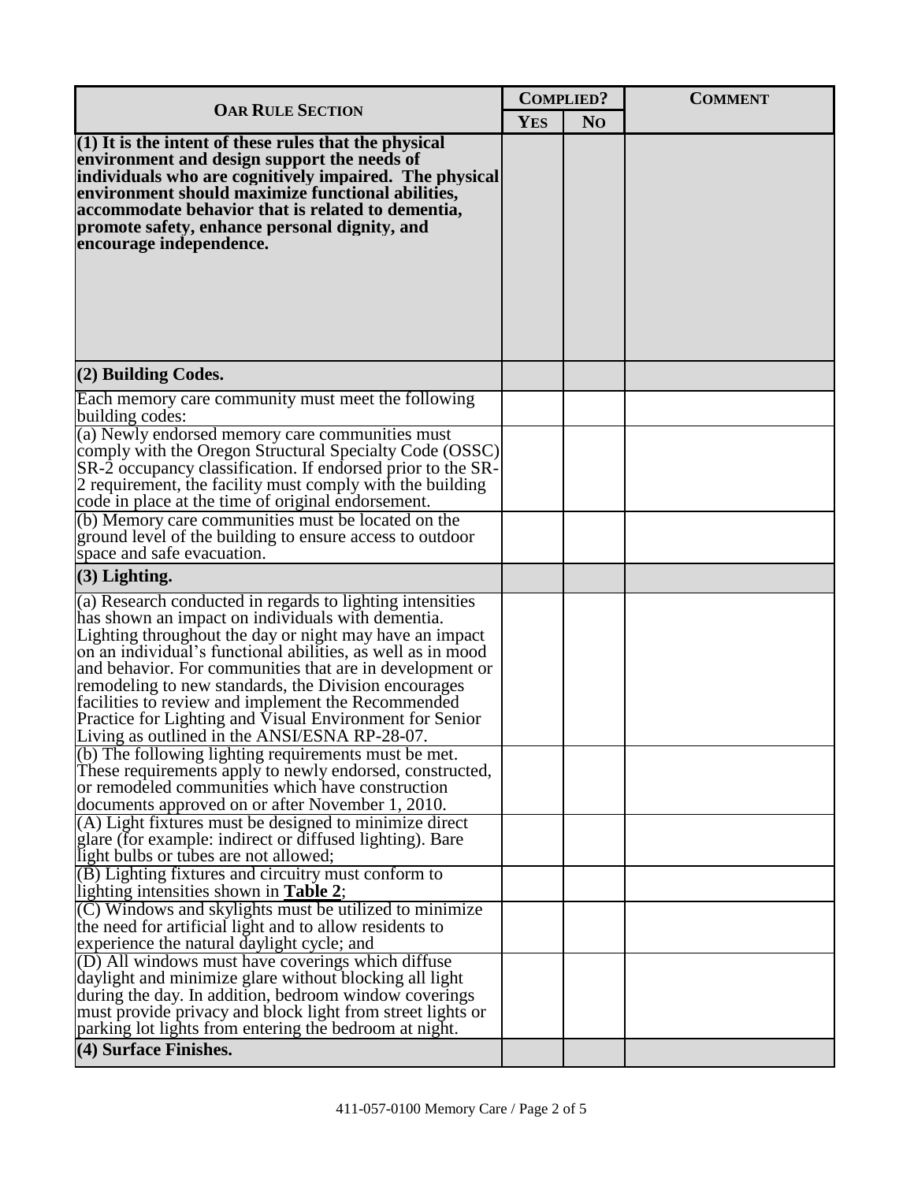| **OAR RULE SECTION** | **COMPLIED?** | | **COMMENT** |
|---|---|---|---|
| | **YES** | **NO** | |
| **(1) It is the intent of these rules that the physical environment and design support the needs of individuals who are cognitively impaired. The physical environment should maximize functional abilities, accommodate behavior that is related to dementia, promote safety, enhance personal dignity, and encourage independence.** | | | |
| **(2) Building Codes.** | | | |
| Each memory care community must meet the following building codes: | | | |
| (a) Newly endorsed memory care communities must comply with the Oregon Structural Specialty Code (OSSC) SR-2 occupancy classification. If endorsed prior to the SR-2 requirement, the facility must comply with the building code in place at the time of original endorsement. | | | |
| (b) Memory care communities must be located on the ground level of the building to ensure access to outdoor space and safe evacuation. | | | |
| **(3) Lighting.** | | | |
| (a) Research conducted in regards to lighting intensities has shown an impact on individuals with dementia. Lighting throughout the day or night may have an impact on an individual's functional abilities, as well as in mood and behavior. For communities that are in development or remodeling to new standards, the Division encourages facilities to review and implement the Recommended Practice for Lighting and Visual Environment for Senior Living as outlined in the ANSI/ESNA RP-28-07. | | | |
| (b) The following lighting requirements must be met. These requirements apply to newly endorsed, constructed, or remodeled communities which have construction documents approved on or after November 1, 2010. | | | |
| (A) Light fixtures must be designed to minimize direct glare (for example: indirect or diffused lighting). Bare light bulbs or tubes are not allowed; | | | |
| (B) Lighting fixtures and circuitry must conform to lighting intensities shown in **Table 2**; | | | |
| (C) Windows and skylights must be utilized to minimize the need for artificial light and to allow residents to experience the natural daylight cycle; and | | | |
| (D) All windows must have coverings which diffuse daylight and minimize glare without blocking all light during the day. In addition, bedroom window coverings must provide privacy and block light from street lights or parking lot lights from entering the bedroom at night. | | | |
| **(4) Surface Finishes.** | | | |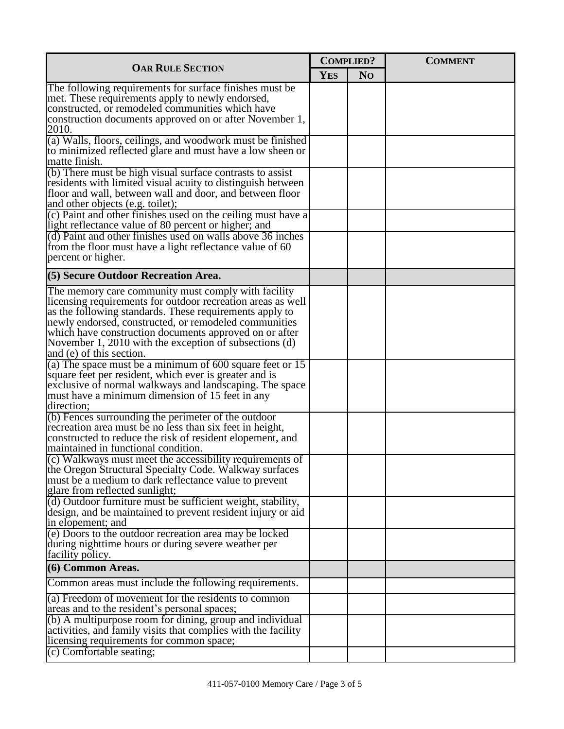| OAR Rule Section | Complied? | | Comment |
|---|---|---|---|
| | Yes | No | |
| The following requirements for surface finishes must be met. These requirements apply to newly endorsed, constructed, or remodeled communities which have construction documents approved on or after November 1, 2010. | | | |
| (a) Walls, floors, ceilings, and woodwork must be finished to minimized reflected glare and must have a low sheen or matte finish. | | | |
| (b) There must be high visual surface contrasts to assist residents with limited visual acuity to distinguish between floor and wall, between wall and door, and between floor and other objects (e.g. toilet); | | | |
| (c) Paint and other finishes used on the ceiling must have a light reflectance value of 80 percent or higher; and | | | |
| (d) Paint and other finishes used on walls above 36 inches from the floor must have a light reflectance value of 60 percent or higher. | | | |
| **(5) Secure Outdoor Recreation Area.** | | | |
| The memory care community must comply with facility licensing requirements for outdoor recreation areas as well as the following standards. These requirements apply to newly endorsed, constructed, or remodeled communities which have construction documents approved on or after November 1, 2010 with the exception of subsections (d) and (e) of this section. | | | |
| (a) The space must be a minimum of 600 square feet or 15 square feet per resident, which ever is greater and is exclusive of normal walkways and landscaping. The space must have a minimum dimension of 15 feet in any direction; | | | |
| (b) Fences surrounding the perimeter of the outdoor recreation area must be no less than six feet in height, constructed to reduce the risk of resident elopement, and maintained in functional condition. | | | |
| (c) Walkways must meet the accessibility requirements of the Oregon Structural Specialty Code. Walkway surfaces must be a medium to dark reflectance value to prevent glare from reflected sunlight; | | | |
| (d) Outdoor furniture must be sufficient weight, stability, design, and be maintained to prevent resident injury or aid in elopement; and | | | |
| (e) Doors to the outdoor recreation area may be locked during nighttime hours or during severe weather per facility policy. | | | |
| **(6) Common Areas.** | | | |
| Common areas must include the following requirements. | | | |
| (a) Freedom of movement for the residents to common areas and to the resident's personal spaces; | | | |
| (b) A multipurpose room for dining, group and individual activities, and family visits that complies with the facility licensing requirements for common space; | | | |
| (c) Comfortable seating; | | | |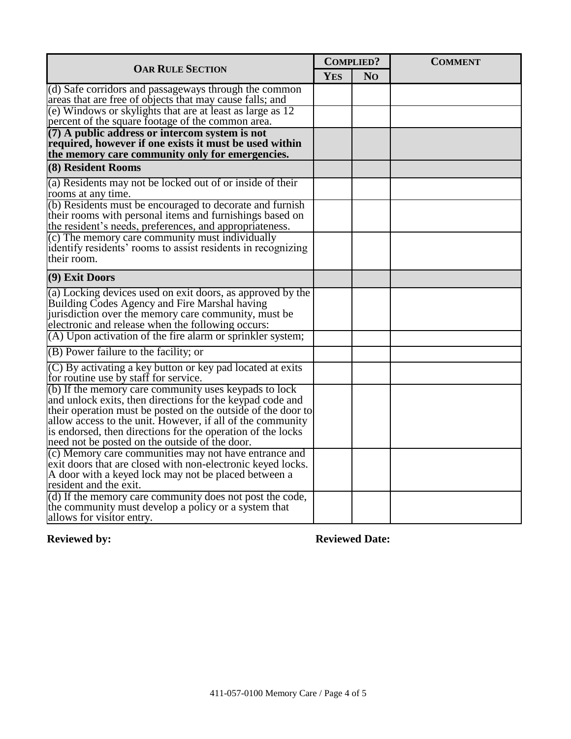| OAR Rule Section | Complied? | | Comment |
|---|---|---|---|
| | Yes | No | |
| (d) Safe corridors and passageways through the common areas that are free of objects that may cause falls; and | | | |
| (e) Windows or skylights that are at least as large as 12 percent of the square footage of the common area. | | | |
| **(7) A public address or intercom system is not required, however if one exists it must be used within the memory care community only for emergencies.** | | | |
| **(8) Resident Rooms** | | | |
| (a) Residents may not be locked out of or inside of their rooms at any time. | | | |
| (b) Residents must be encouraged to decorate and furnish their rooms with personal items and furnishings based on the resident's needs, preferences, and appropriateness. | | | |
| (c) The memory care community must individually identify residents' rooms to assist residents in recognizing their room. | | | |
| **(9) Exit Doors** | | | |
| (a) Locking devices used on exit doors, as approved by the Building Codes Agency and Fire Marshal having jurisdiction over the memory care community, must be electronic and release when the following occurs: | | | |
| (A) Upon activation of the fire alarm or sprinkler system; | | | |
| (B) Power failure to the facility; or | | | |
| (C) By activating a key button or key pad located at exits for routine use by staff for service. | | | |
| (b) If the memory care community uses keypads to lock and unlock exits, then directions for the keypad code and their operation must be posted on the outside of the door to allow access to the unit. However, if all of the community is endorsed, then directions for the operation of the locks need not be posted on the outside of the door. | | | |
| (c) Memory care communities may not have entrance and exit doors that are closed with non-electronic keyed locks. A door with a keyed lock may not be placed between a resident and the exit. | | | |
| (d) If the memory care community does not post the code, the community must develop a policy or a system that allows for visitor entry. | | | |

**Reviewed by:** **Reviewed Date:**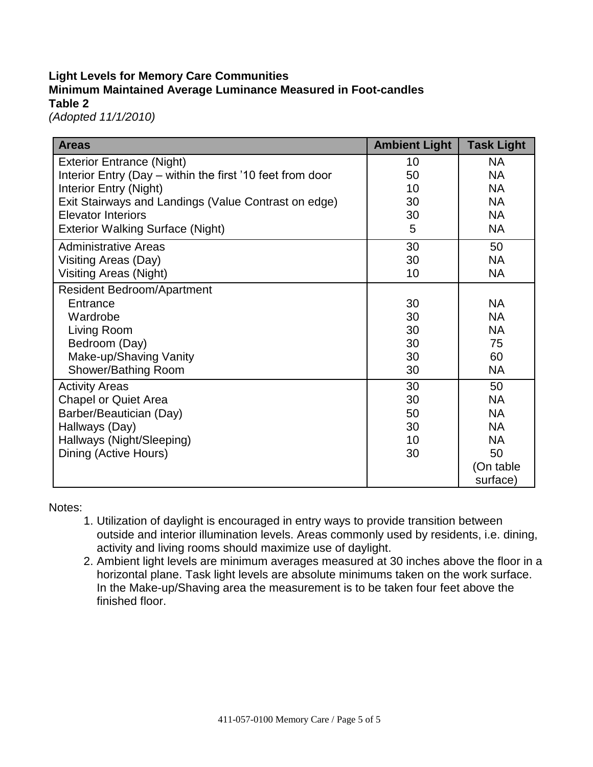**Light Levels for Memory Care Communities**
**Minimum Maintained Average Luminance Measured in Foot-candles**
**Table 2**
*(Adopted 11/1/2010)*

| Areas | Ambient Light | Task Light |
|---|---|---|
| Exterior Entrance (Night) | 10 | NA |
| Interior Entry (Day – within the first '10 feet from door | 50 | NA |
| Interior Entry (Night) | 10 | NA |
| Exit Stairways and Landings (Value Contrast on edge) | 30 | NA |
| Elevator Interiors | 30 | NA |
| Exterior Walking Surface (Night) | 5 | NA |
| Administrative Areas | 30 | 50 |
| Visiting Areas (Day) | 30 | NA |
| Visiting Areas (Night) | 10 | NA |
| Resident Bedroom/Apartment | | |
| Entrance | 30 | NA |
| Wardrobe | 30 | NA |
| Living Room | 30 | NA |
| Bedroom (Day) | 30 | 75 |
| Make-up/Shaving Vanity | 30 | 60 |
| Shower/Bathing Room | 30 | NA |
| Activity Areas | 30 | 50 |
| Chapel or Quiet Area | 30 | NA |
| Barber/Beautician (Day) | 50 | NA |
| Hallways (Day) | 30 | NA |
| Hallways (Night/Sleeping) | 10 | NA |
| Dining (Active Hours) | 30 | 50 (On table surface) |

Notes:

1. Utilization of daylight is encouraged in entry ways to provide transition between outside and interior illumination levels. Areas commonly used by residents, i.e. dining, activity and living rooms should maximize use of daylight.
2. Ambient light levels are minimum averages measured at 30 inches above the floor in a horizontal plane. Task light levels are absolute minimums taken on the work surface. In the Make-up/Shaving area the measurement is to be taken four feet above the finished floor.